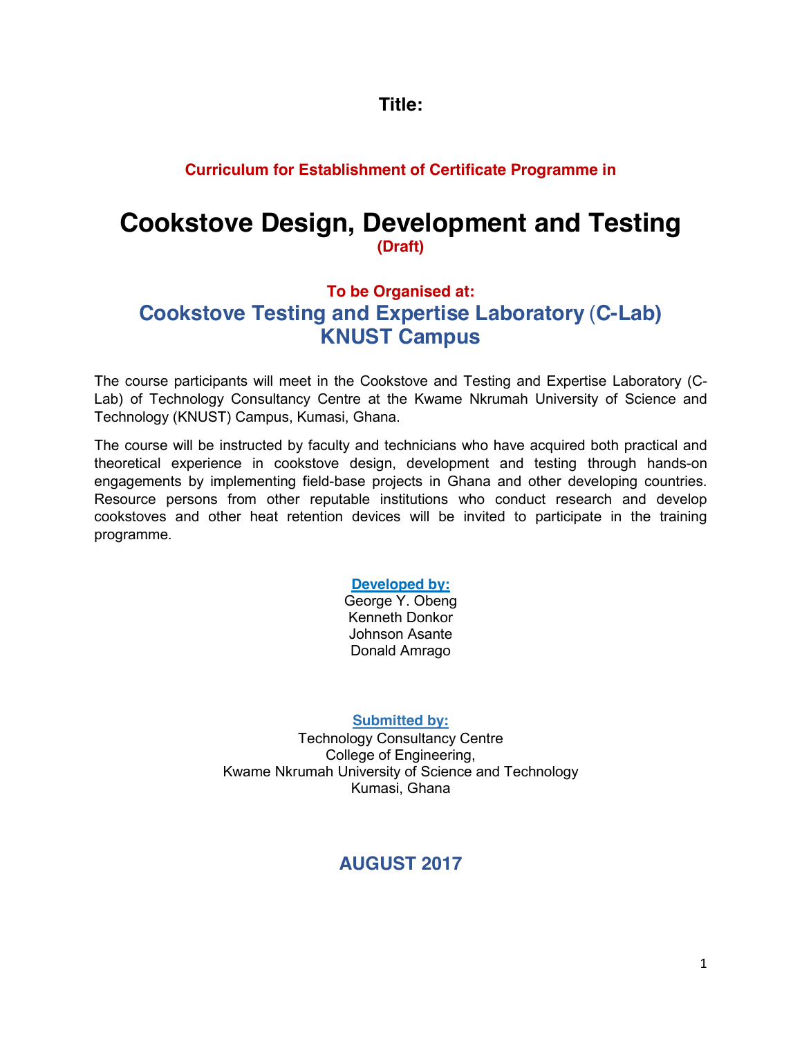**Title:**

**Curriculum for Establishment of Certificate Programme in**

# Cookstove Design, Development and Testing

**(Draft)**

**To be Organised at:**

## Cookstove Testing and Expertise Laboratory (C-Lab) KNUST Campus

The course participants will meet in the Cookstove and Testing and Expertise Laboratory (C-Lab) of Technology Consultancy Centre at the Kwame Nkrumah University of Science and Technology (KNUST) Campus, Kumasi, Ghana.

The course will be instructed by faculty and technicians who have acquired both practical and theoretical experience in cookstove design, development and testing through hands-on engagements by implementing field-base projects in Ghana and other developing countries. Resource persons from other reputable institutions who conduct research and develop cookstoves and other heat retention devices will be invited to participate in the training programme.

**Developed by:**

George Y. Obeng
Kenneth Donkor
Johnson Asante
Donald Amrago

**Submitted by:**

Technology Consultancy Centre
College of Engineering,
Kwame Nkrumah University of Science and Technology
Kumasi, Ghana

**AUGUST 2017**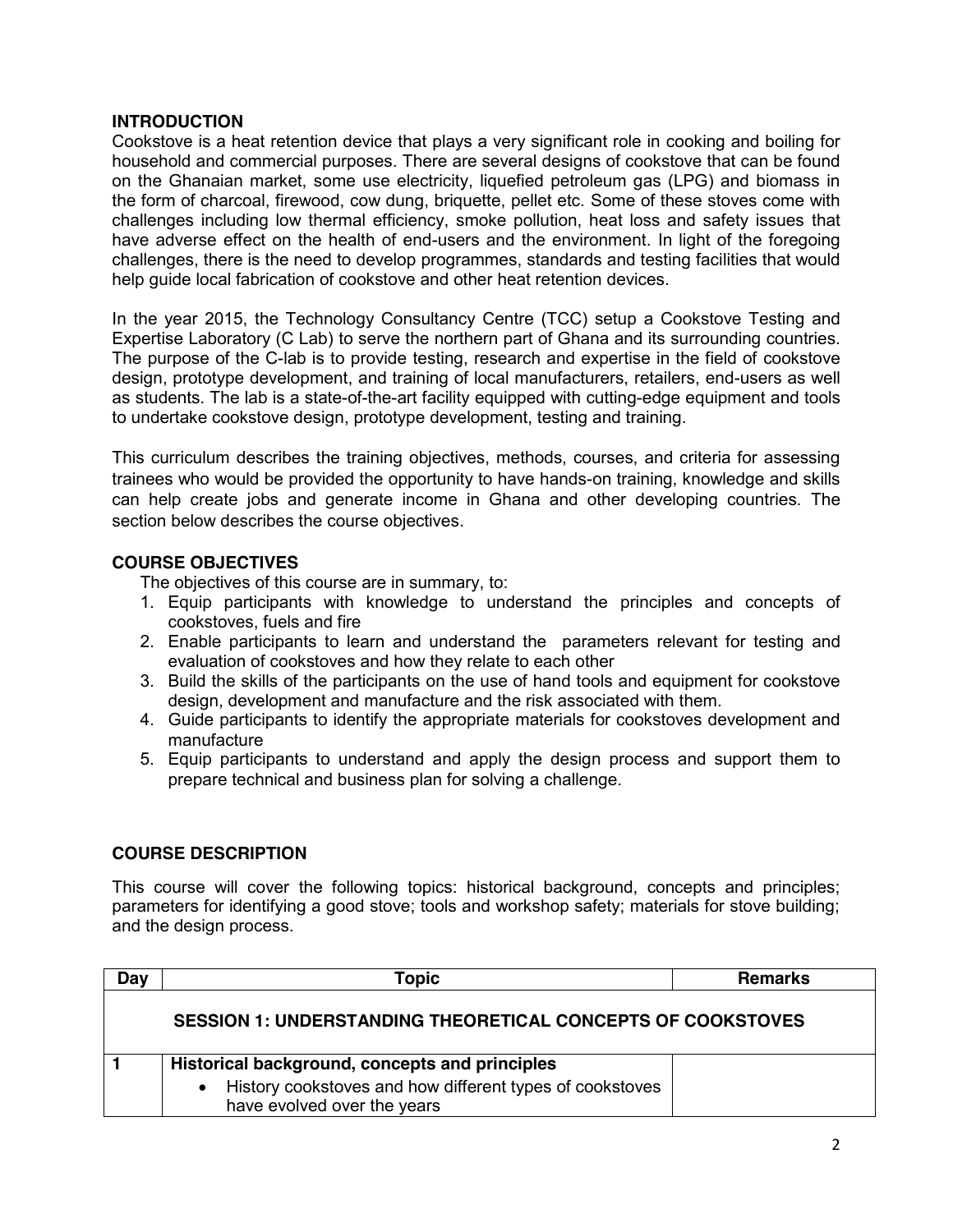## INTRODUCTION

Cookstove is a heat retention device that plays a very significant role in cooking and boiling for household and commercial purposes. There are several designs of cookstove that can be found on the Ghanaian market, some use electricity, liquefied petroleum gas (LPG) and biomass in the form of charcoal, firewood, cow dung, briquette, pellet etc. Some of these stoves come with challenges including low thermal efficiency, smoke pollution, heat loss and safety issues that have adverse effect on the health of end-users and the environment. In light of the foregoing challenges, there is the need to develop programmes, standards and testing facilities that would help guide local fabrication of cookstove and other heat retention devices.

In the year 2015, the Technology Consultancy Centre (TCC) setup a Cookstove Testing and Expertise Laboratory (C Lab) to serve the northern part of Ghana and its surrounding countries. The purpose of the C-lab is to provide testing, research and expertise in the field of cookstove design, prototype development, and training of local manufacturers, retailers, end-users as well as students. The lab is a state-of-the-art facility equipped with cutting-edge equipment and tools to undertake cookstove design, prototype development, testing and training.

This curriculum describes the training objectives, methods, courses, and criteria for assessing trainees who would be provided the opportunity to have hands-on training, knowledge and skills can help create jobs and generate income in Ghana and other developing countries. The section below describes the course objectives.

## COURSE OBJECTIVES

The objectives of this course are in summary, to:

1. Equip participants with knowledge to understand the principles and concepts of cookstoves, fuels and fire
2. Enable participants to learn and understand the parameters relevant for testing and evaluation of cookstoves and how they relate to each other
3. Build the skills of the participants on the use of hand tools and equipment for cookstove design, development and manufacture and the risk associated with them.
4. Guide participants to identify the appropriate materials for cookstoves development and manufacture
5. Equip participants to understand and apply the design process and support them to prepare technical and business plan for solving a challenge.

## COURSE DESCRIPTION

This course will cover the following topics: historical background, concepts and principles; parameters for identifying a good stove; tools and workshop safety; materials for stove building; and the design process.

| Day | Topic | Remarks |
|---|---|---|
| | **SESSION 1: UNDERSTANDING THEORETICAL CONCEPTS OF COOKSTOVES** | |
| **1** | **Historical background, concepts and principles**<br>• History cookstoves and how different types of cookstoves have evolved over the years | |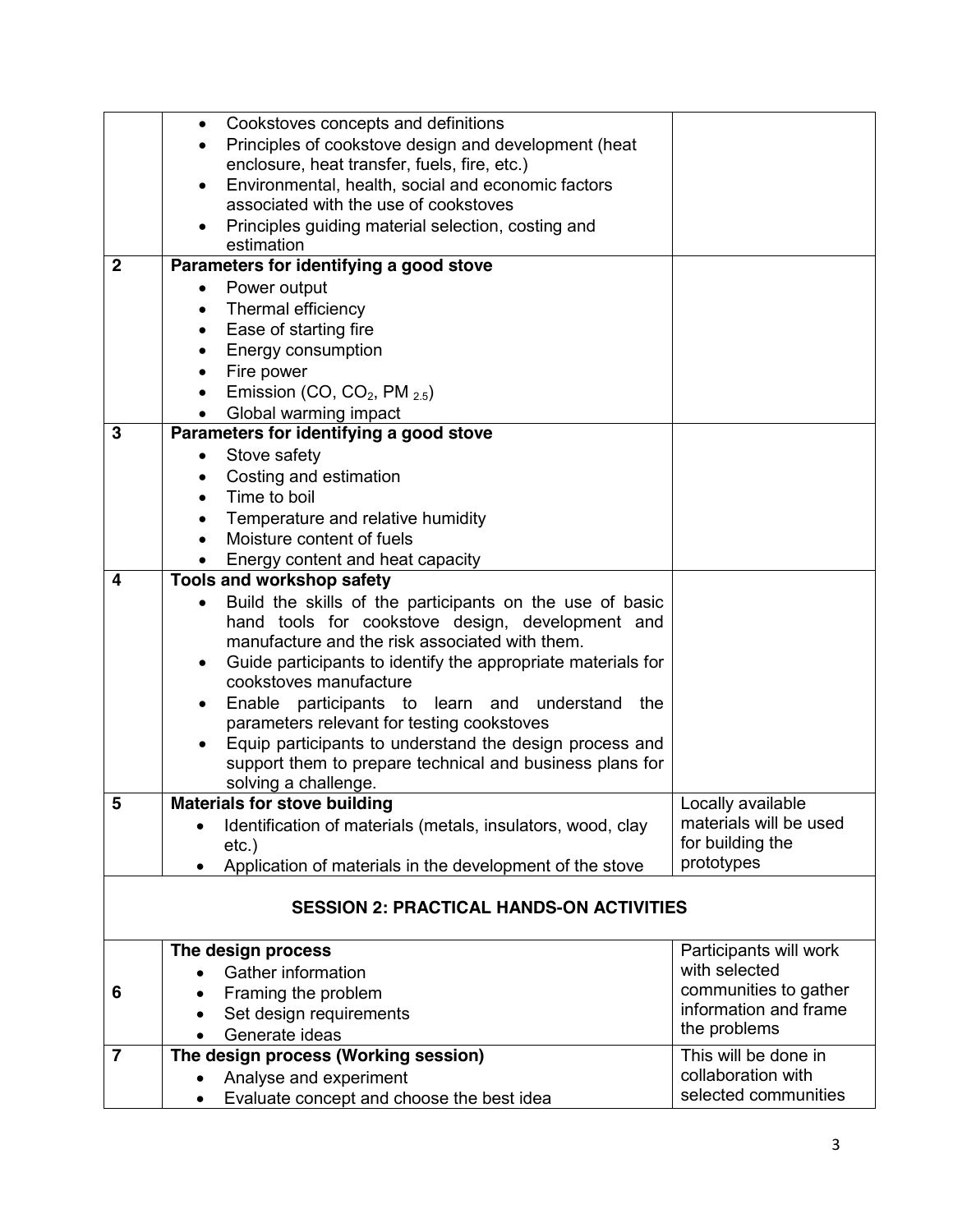| | | |
|---|---|---|
| | • Cookstoves concepts and definitions<br>• Principles of cookstove design and development (heat enclosure, heat transfer, fuels, fire, etc.)<br>• Environmental, health, social and economic factors associated with the use of cookstoves<br>• Principles guiding material selection, costing and estimation | |
| **2** | **Parameters for identifying a good stove**<br>• Power output<br>• Thermal efficiency<br>• Ease of starting fire<br>• Energy consumption<br>• Fire power<br>• Emission (CO, $CO_2$, $PM_{2.5}$)<br>• Global warming impact | |
| **3** | **Parameters for identifying a good stove**<br>• Stove safety<br>• Costing and estimation<br>• Time to boil<br>• Temperature and relative humidity<br>• Moisture content of fuels<br>• Energy content and heat capacity | |
| **4** | **Tools and workshop safety**<br>• Build the skills of the participants on the use of basic hand tools for cookstove design, development and manufacture and the risk associated with them.<br>• Guide participants to identify the appropriate materials for cookstoves manufacture<br>• Enable participants to learn and understand the parameters relevant for testing cookstoves<br>• Equip participants to understand the design process and support them to prepare technical and business plans for solving a challenge. | |
| **5** | **Materials for stove building**<br>• Identification of materials (metals, insulators, wood, clay etc.)<br>• Application of materials in the development of the stove | Locally available materials will be used for building the prototypes |
| | **SESSION 2: PRACTICAL HANDS-ON ACTIVITIES** | |
| **6** | **The design process**<br>• Gather information<br>• Framing the problem<br>• Set design requirements<br>• Generate ideas | Participants will work with selected communities to gather information and frame the problems |
| **7** | **The design process (Working session)**<br>• Analyse and experiment<br>• Evaluate concept and choose the best idea | This will be done in collaboration with selected communities |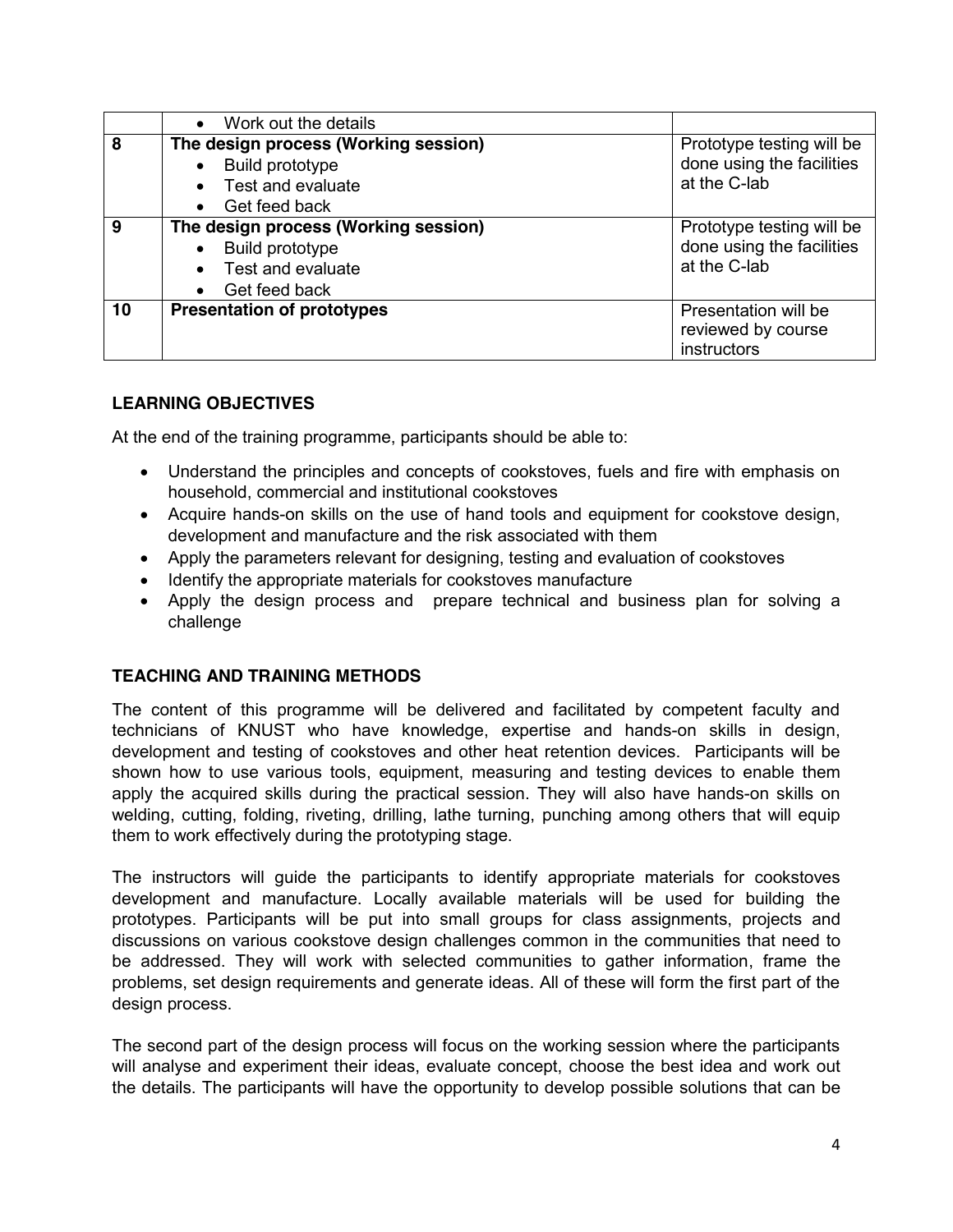| | | |
|---|---|---|
| | • Work out the details | |
| **8** | **The design process (Working session)**<br>• Build prototype<br>• Test and evaluate<br>• Get feed back | Prototype testing will be done using the facilities at the C-lab |
| **9** | **The design process (Working session)**<br>• Build prototype<br>• Test and evaluate<br>• Get feed back | Prototype testing will be done using the facilities at the C-lab |
| **10** | **Presentation of prototypes** | Presentation will be reviewed by course instructors |

## LEARNING OBJECTIVES

At the end of the training programme, participants should be able to:

- Understand the principles and concepts of cookstoves, fuels and fire with emphasis on household, commercial and institutional cookstoves
- Acquire hands-on skills on the use of hand tools and equipment for cookstove design, development and manufacture and the risk associated with them
- Apply the parameters relevant for designing, testing and evaluation of cookstoves
- Identify the appropriate materials for cookstoves manufacture
- Apply the design process and prepare technical and business plan for solving a challenge

## TEACHING AND TRAINING METHODS

The content of this programme will be delivered and facilitated by competent faculty and technicians of KNUST who have knowledge, expertise and hands-on skills in design, development and testing of cookstoves and other heat retention devices. Participants will be shown how to use various tools, equipment, measuring and testing devices to enable them apply the acquired skills during the practical session. They will also have hands-on skills on welding, cutting, folding, riveting, drilling, lathe turning, punching among others that will equip them to work effectively during the prototyping stage.

The instructors will guide the participants to identify appropriate materials for cookstoves development and manufacture. Locally available materials will be used for building the prototypes. Participants will be put into small groups for class assignments, projects and discussions on various cookstove design challenges common in the communities that need to be addressed. They will work with selected communities to gather information, frame the problems, set design requirements and generate ideas. All of these will form the first part of the design process.

The second part of the design process will focus on the working session where the participants will analyse and experiment their ideas, evaluate concept, choose the best idea and work out the details. The participants will have the opportunity to develop possible solutions that can be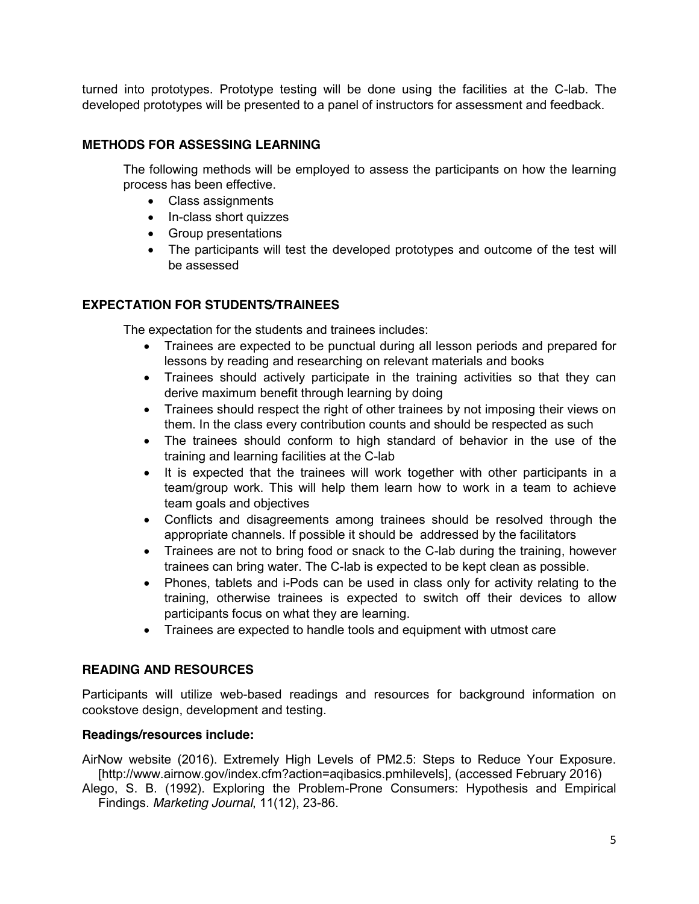turned into prototypes. Prototype testing will be done using the facilities at the C-lab. The developed prototypes will be presented to a panel of instructors for assessment and feedback.

## METHODS FOR ASSESSING LEARNING

The following methods will be employed to assess the participants on how the learning process has been effective.

- Class assignments
- In-class short quizzes
- Group presentations
- The participants will test the developed prototypes and outcome of the test will be assessed

## EXPECTATION FOR STUDENTS/TRAINEES

The expectation for the students and trainees includes:

- Trainees are expected to be punctual during all lesson periods and prepared for lessons by reading and researching on relevant materials and books
- Trainees should actively participate in the training activities so that they can derive maximum benefit through learning by doing
- Trainees should respect the right of other trainees by not imposing their views on them. In the class every contribution counts and should be respected as such
- The trainees should conform to high standard of behavior in the use of the training and learning facilities at the C-lab
- It is expected that the trainees will work together with other participants in a team/group work. This will help them learn how to work in a team to achieve team goals and objectives
- Conflicts and disagreements among trainees should be resolved through the appropriate channels. If possible it should be addressed by the facilitators
- Trainees are not to bring food or snack to the C-lab during the training, however trainees can bring water. The C-lab is expected to be kept clean as possible.
- Phones, tablets and i-Pods can be used in class only for activity relating to the training, otherwise trainees is expected to switch off their devices to allow participants focus on what they are learning.
- Trainees are expected to handle tools and equipment with utmost care

## READING AND RESOURCES

Participants will utilize web-based readings and resources for background information on cookstove design, development and testing.

### Readings/resources include:

AirNow website (2016). Extremely High Levels of PM2.5: Steps to Reduce Your Exposure. [http://www.airnow.gov/index.cfm?action=aqibasics.pmhilevels], (accessed February 2016)

Alego, S. B. (1992). Exploring the Problem-Prone Consumers: Hypothesis and Empirical Findings. *Marketing Journal*, 11(12), 23-86.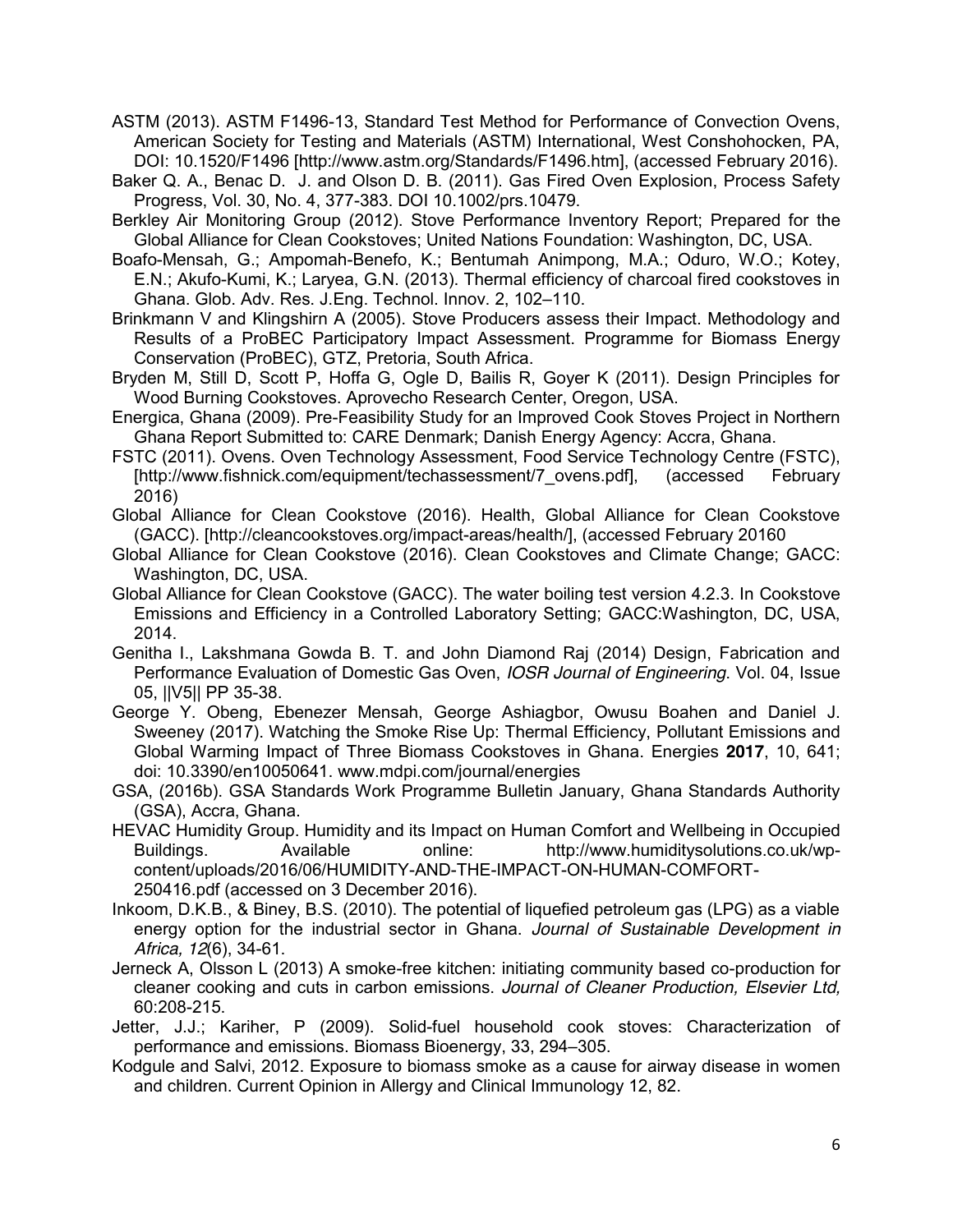ASTM (2013). ASTM F1496-13, Standard Test Method for Performance of Convection Ovens, American Society for Testing and Materials (ASTM) International, West Conshohocken, PA, DOI: 10.1520/F1496 [http://www.astm.org/Standards/F1496.htm], (accessed February 2016).

Baker Q. A., Benac D. J. and Olson D. B. (2011). Gas Fired Oven Explosion, Process Safety Progress, Vol. 30, No. 4, 377-383. DOI 10.1002/prs.10479.

Berkley Air Monitoring Group (2012). Stove Performance Inventory Report; Prepared for the Global Alliance for Clean Cookstoves; United Nations Foundation: Washington, DC, USA.

Boafo-Mensah, G.; Ampomah-Benefo, K.; Bentumah Animpong, M.A.; Oduro, W.O.; Kotey, E.N.; Akufo-Kumi, K.; Laryea, G.N. (2013). Thermal efficiency of charcoal fired cookstoves in Ghana. Glob. Adv. Res. J.Eng. Technol. Innov. 2, 102–110.

Brinkmann V and Klingshirn A (2005). Stove Producers assess their Impact. Methodology and Results of a ProBEC Participatory Impact Assessment. Programme for Biomass Energy Conservation (ProBEC), GTZ, Pretoria, South Africa.

Bryden M, Still D, Scott P, Hoffa G, Ogle D, Bailis R, Goyer K (2011). Design Principles for Wood Burning Cookstoves. Aprovecho Research Center, Oregon, USA.

Energica, Ghana (2009). Pre-Feasibility Study for an Improved Cook Stoves Project in Northern Ghana Report Submitted to: CARE Denmark; Danish Energy Agency: Accra, Ghana.

FSTC (2011). Ovens. Oven Technology Assessment, Food Service Technology Centre (FSTC), [http://www.fishnick.com/equipment/techassessment/7_ovens.pdf], (accessed February 2016)

Global Alliance for Clean Cookstove (2016). Health, Global Alliance for Clean Cookstove (GACC). [http://cleancookstoves.org/impact-areas/health/], (accessed February 20160

Global Alliance for Clean Cookstove (2016). Clean Cookstoves and Climate Change; GACC: Washington, DC, USA.

Global Alliance for Clean Cookstove (GACC). The water boiling test version 4.2.3. In Cookstove Emissions and Efficiency in a Controlled Laboratory Setting; GACC:Washington, DC, USA, 2014.

Genitha I., Lakshmana Gowda B. T. and John Diamond Raj (2014) Design, Fabrication and Performance Evaluation of Domestic Gas Oven, *IOSR Journal of Engineering*. Vol. 04, Issue 05, ||V5|| PP 35-38.

George Y. Obeng, Ebenezer Mensah, George Ashiagbor, Owusu Boahen and Daniel J. Sweeney (2017). Watching the Smoke Rise Up: Thermal Efficiency, Pollutant Emissions and Global Warming Impact of Three Biomass Cookstoves in Ghana. Energies **2017**, 10, 641; doi: 10.3390/en10050641. www.mdpi.com/journal/energies

GSA, (2016b). GSA Standards Work Programme Bulletin January, Ghana Standards Authority (GSA), Accra, Ghana.

HEVAC Humidity Group. Humidity and its Impact on Human Comfort and Wellbeing in Occupied Buildings. Available online: http://www.humiditysolutions.co.uk/wp-content/uploads/2016/06/HUMIDITY-AND-THE-IMPACT-ON-HUMAN-COMFORT-250416.pdf (accessed on 3 December 2016).

Inkoom, D.K.B., & Biney, B.S. (2010). The potential of liquefied petroleum gas (LPG) as a viable energy option for the industrial sector in Ghana. *Journal of Sustainable Development in Africa, 12*(6), 34-61.

Jerneck A, Olsson L (2013) A smoke-free kitchen: initiating community based co-production for cleaner cooking and cuts in carbon emissions. *Journal of Cleaner Production, Elsevier Ltd,* 60:208-215.

Jetter, J.J.; Kariher, P (2009). Solid-fuel household cook stoves: Characterization of performance and emissions. Biomass Bioenergy, 33, 294–305.

Kodgule and Salvi, 2012. Exposure to biomass smoke as a cause for airway disease in women and children. Current Opinion in Allergy and Clinical Immunology 12, 82.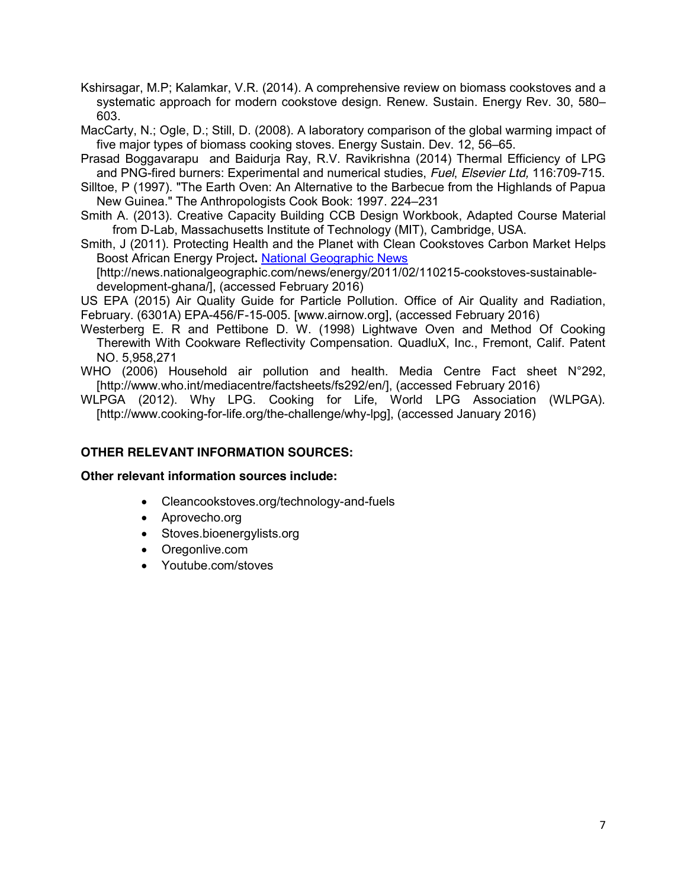Kshirsagar, M.P; Kalamkar, V.R. (2014). A comprehensive review on biomass cookstoves and a systematic approach for modern cookstove design. Renew. Sustain. Energy Rev. 30, 580–603.

MacCarty, N.; Ogle, D.; Still, D. (2008). A laboratory comparison of the global warming impact of five major types of biomass cooking stoves. Energy Sustain. Dev. 12, 56–65.

Prasad Boggavarapu and Baidurja Ray, R.V. Ravikrishna (2014) Thermal Efficiency of LPG and PNG-fired burners: Experimental and numerical studies, *Fuel*, *Elsevier Ltd,* 116:709-715.

Silltoe, P (1997). "The Earth Oven: An Alternative to the Barbecue from the Highlands of Papua New Guinea." The Anthropologists Cook Book: 1997. 224–231

Smith A. (2013). Creative Capacity Building CCB Design Workbook, Adapted Course Material from D-Lab, Massachusetts Institute of Technology (MIT), Cambridge, USA.

Smith, J (2011). Protecting Health and the Planet with Clean Cookstoves Carbon Market Helps Boost African Energy Project**.** National Geographic News [http://news.nationalgeographic.com/news/energy/2011/02/110215-cookstoves-sustainable-development-ghana/], (accessed February 2016)

US EPA (2015) Air Quality Guide for Particle Pollution. Office of Air Quality and Radiation, February. (6301A) EPA-456/F-15-005. [www.airnow.org], (accessed February 2016)

Westerberg E. R and Pettibone D. W. (1998) Lightwave Oven and Method Of Cooking Therewith With Cookware Reflectivity Compensation. QuadluX, Inc., Fremont, Calif. Patent NO. 5,958,271

WHO (2006) Household air pollution and health. Media Centre Fact sheet N°292, [http://www.who.int/mediacentre/factsheets/fs292/en/], (accessed February 2016)

WLPGA (2012). Why LPG. Cooking for Life, World LPG Association (WLPGA). [http://www.cooking-for-life.org/the-challenge/why-lpg], (accessed January 2016)

## OTHER RELEVANT INFORMATION SOURCES:

**Other relevant information sources include:**

- Cleancookstoves.org/technology-and-fuels
- Aprovecho.org
- Stoves.bioenergylists.org
- Oregonlive.com
- Youtube.com/stoves